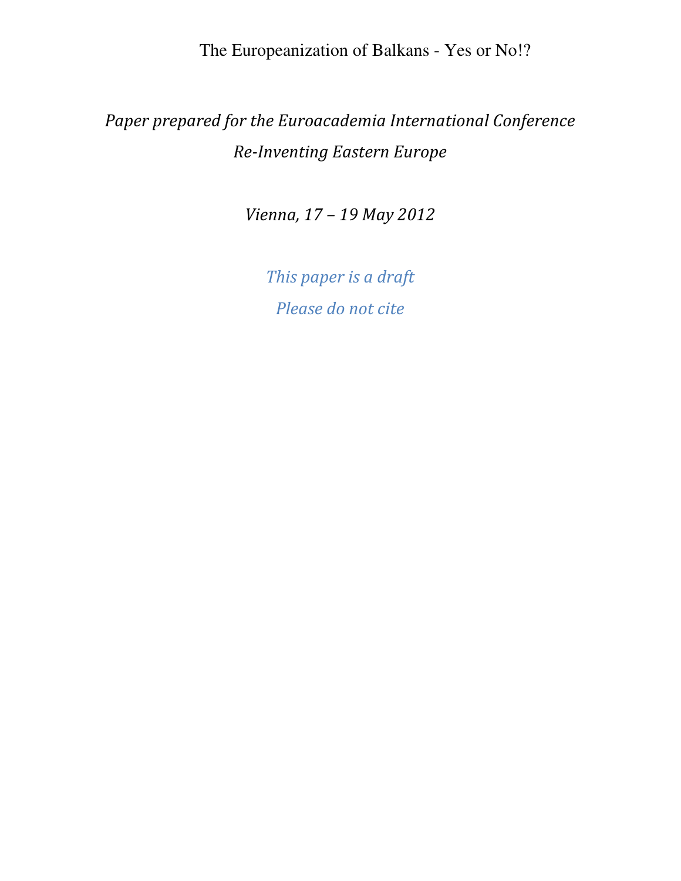# The Europeanization of Balkans - Yes or No!?

*Paper prepared for the Euroacademia International Conference*
*Re-Inventing Eastern Europe*

*Vienna, 17 – 19 May 2012*

*This paper is a draft*
*Please do not cite*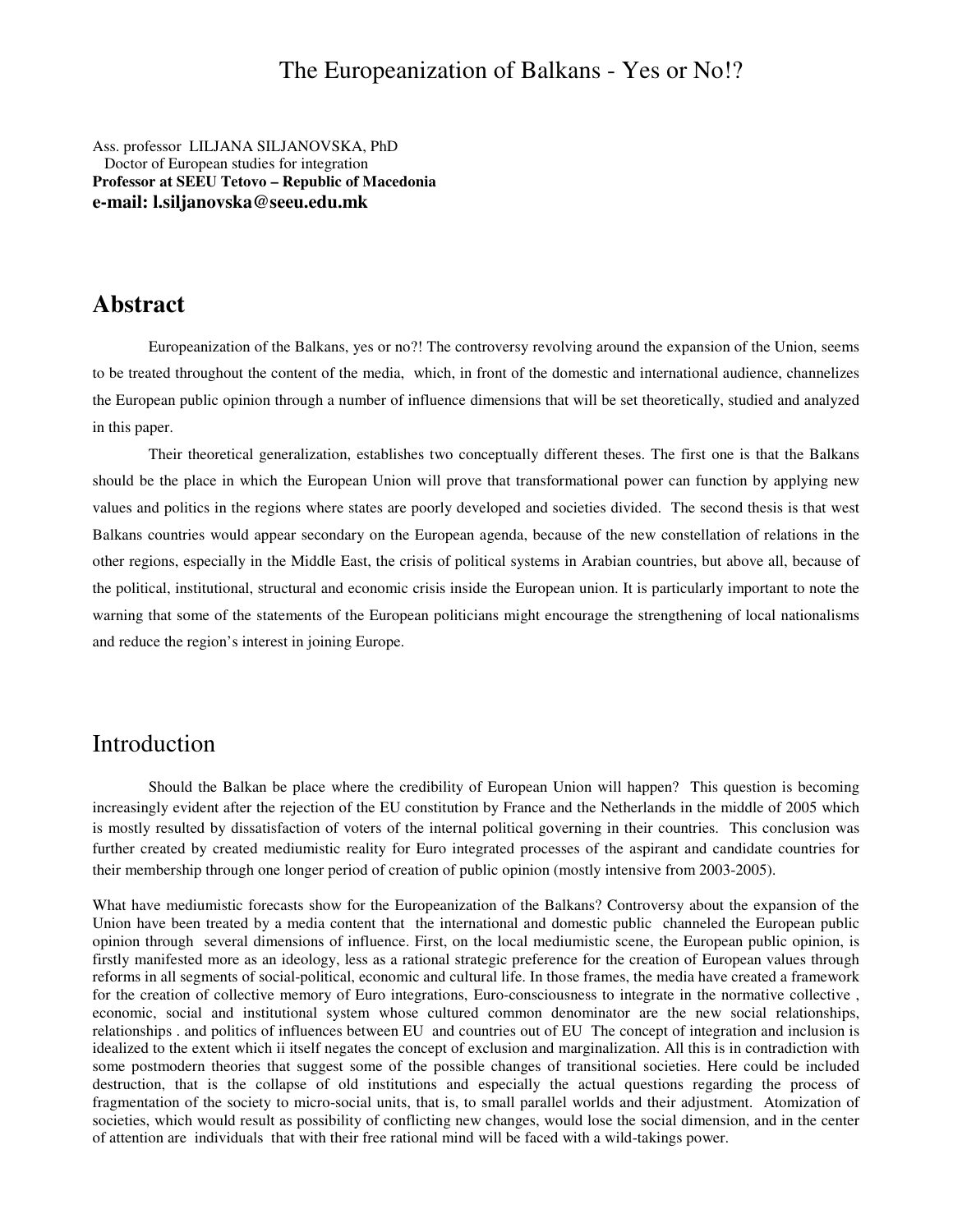# The Europeanization of Balkans - Yes or No!?

Ass. professor LILJANA SILJANOVSKA, PhD
Doctor of European studies for integration
**Professor at SEEU Tetovo – Republic of Macedonia**
**e-mail: l.siljanovska@seeu.edu.mk**

## Abstract

Europeanization of the Balkans, yes or no?! The controversy revolving around the expansion of the Union, seems to be treated throughout the content of the media, which, in front of the domestic and international audience, channelizes the European public opinion through a number of influence dimensions that will be set theoretically, studied and analyzed in this paper.

Their theoretical generalization, establishes two conceptually different theses. The first one is that the Balkans should be the place in which the European Union will prove that transformational power can function by applying new values and politics in the regions where states are poorly developed and societies divided. The second thesis is that west Balkans countries would appear secondary on the European agenda, because of the new constellation of relations in the other regions, especially in the Middle East, the crisis of political systems in Arabian countries, but above all, because of the political, institutional, structural and economic crisis inside the European union. It is particularly important to note the warning that some of the statements of the European politicians might encourage the strengthening of local nationalisms and reduce the region's interest in joining Europe.

## Introduction

Should the Balkan be place where the credibility of European Union will happen? This question is becoming increasingly evident after the rejection of the EU constitution by France and the Netherlands in the middle of 2005 which is mostly resulted by dissatisfaction of voters of the internal political governing in their countries. This conclusion was further created by created mediumistic reality for Euro integrated processes of the aspirant and candidate countries for their membership through one longer period of creation of public opinion (mostly intensive from 2003-2005).

What have mediumistic forecasts show for the Europeanization of the Balkans? Controversy about the expansion of the Union have been treated by a media content that the international and domestic public channeled the European public opinion through several dimensions of influence. First, on the local mediumistic scene, the European public opinion, is firstly manifested more as an ideology, less as a rational strategic preference for the creation of European values through reforms in all segments of social-political, economic and cultural life. In those frames, the media have created a framework for the creation of collective memory of Euro integrations, Euro-consciousness to integrate in the normative collective , economic, social and institutional system whose cultured common denominator are the new social relationships, relationships . and politics of influences between EU and countries out of EU The concept of integration and inclusion is idealized to the extent which ii itself negates the concept of exclusion and marginalization. All this is in contradiction with some postmodern theories that suggest some of the possible changes of transitional societies. Here could be included destruction, that is the collapse of old institutions and especially the actual questions regarding the process of fragmentation of the society to micro-social units, that is, to small parallel worlds and their adjustment. Atomization of societies, which would result as possibility of conflicting new changes, would lose the social dimension, and in the center of attention are individuals that with their free rational mind will be faced with a wild-takings power.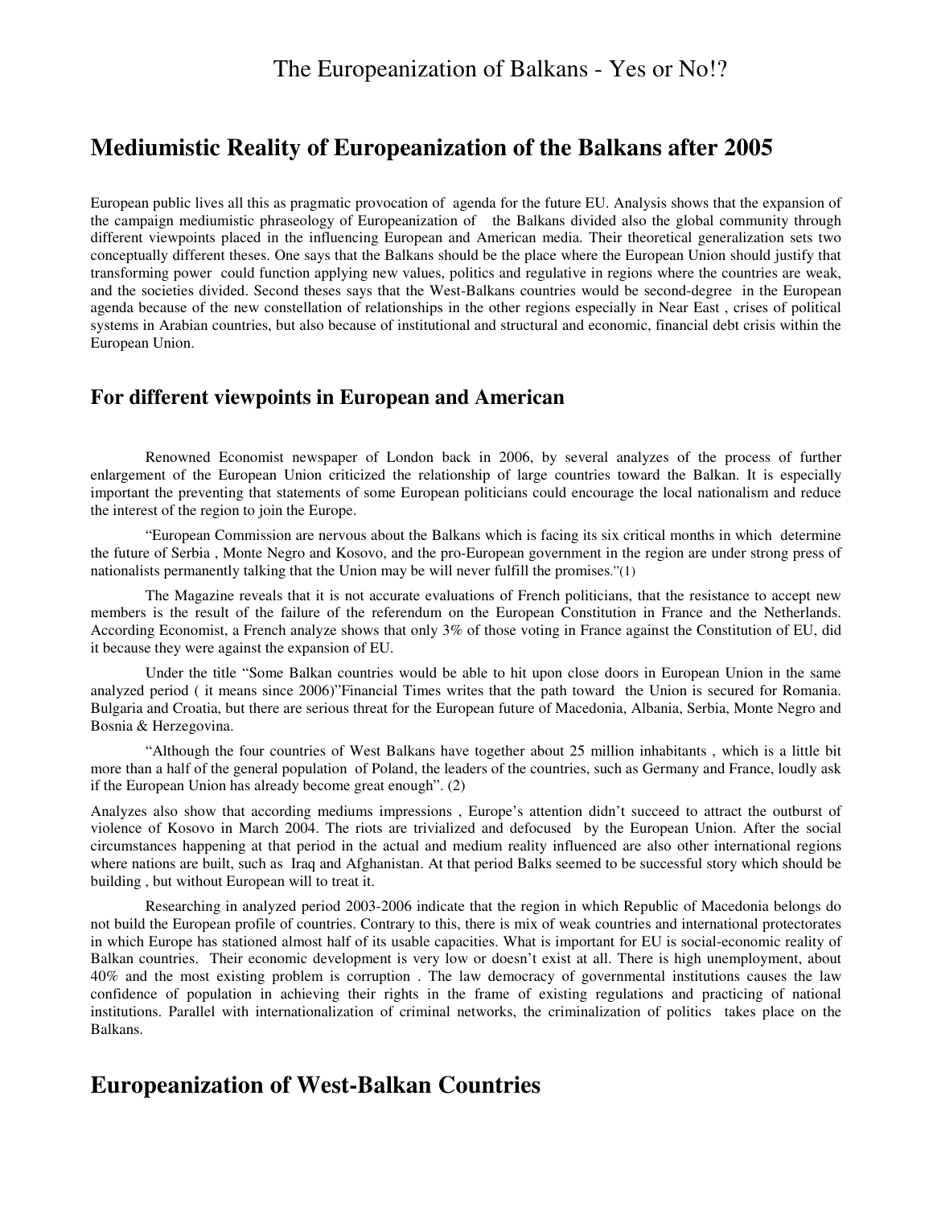## Mediumistic Reality of Europeanization of the Balkans after 2005

European public lives all this as pragmatic provocation of agenda for the future EU. Analysis shows that the expansion of the campaign mediumistic phraseology of Europeanization of the Balkans divided also the global community through different viewpoints placed in the influencing European and American media. Their theoretical generalization sets two conceptually different theses. One says that the Balkans should be the place where the European Union should justify that transforming power could function applying new values, politics and regulative in regions where the countries are weak, and the societies divided. Second theses says that the West-Balkans countries would be second-degree in the European agenda because of the new constellation of relationships in the other regions especially in Near East , crises of political systems in Arabian countries, but also because of institutional and structural and economic, financial debt crisis within the European Union.

### For different viewpoints in European and American

Renowned Economist newspaper of London back in 2006, by several analyzes of the process of further enlargement of the European Union criticized the relationship of large countries toward the Balkan. It is especially important the preventing that statements of some European politicians could encourage the local nationalism and reduce the interest of the region to join the Europe.

"European Commission are nervous about the Balkans which is facing its six critical months in which determine the future of Serbia , Monte Negro and Kosovo, and the pro-European government in the region are under strong press of nationalists permanently talking that the Union may be will never fulfill the promises."(1)

The Magazine reveals that it is not accurate evaluations of French politicians, that the resistance to accept new members is the result of the failure of the referendum on the European Constitution in France and the Netherlands. According Economist, a French analyze shows that only 3% of those voting in France against the Constitution of EU, did it because they were against the expansion of EU.

Under the title "Some Balkan countries would be able to hit upon close doors in European Union in the same analyzed period ( it means since 2006)"Financial Times writes that the path toward the Union is secured for Romania. Bulgaria and Croatia, but there are serious threat for the European future of Macedonia, Albania, Serbia, Monte Negro and Bosnia & Herzegovina.

"Although the four countries of West Balkans have together about 25 million inhabitants , which is a little bit more than a half of the general population of Poland, the leaders of the countries, such as Germany and France, loudly ask if the European Union has already become great enough". (2)

Analyzes also show that according mediums impressions , Europe's attention didn't succeed to attract the outburst of violence of Kosovo in March 2004. The riots are trivialized and defocused by the European Union. After the social circumstances happening at that period in the actual and medium reality influenced are also other international regions where nations are built, such as Iraq and Afghanistan. At that period Balks seemed to be successful story which should be building , but without European will to treat it.

Researching in analyzed period 2003-2006 indicate that the region in which Republic of Macedonia belongs do not build the European profile of countries. Contrary to this, there is mix of weak countries and international protectorates in which Europe has stationed almost half of its usable capacities. What is important for EU is social-economic reality of Balkan countries. Their economic development is very low or doesn't exist at all. There is high unemployment, about 40% and the most existing problem is corruption . The law democracy of governmental institutions causes the law confidence of population in achieving their rights in the frame of existing regulations and practicing of national institutions. Parallel with internationalization of criminal networks, the criminalization of politics takes place on the Balkans.

## Europeanization of West-Balkan Countries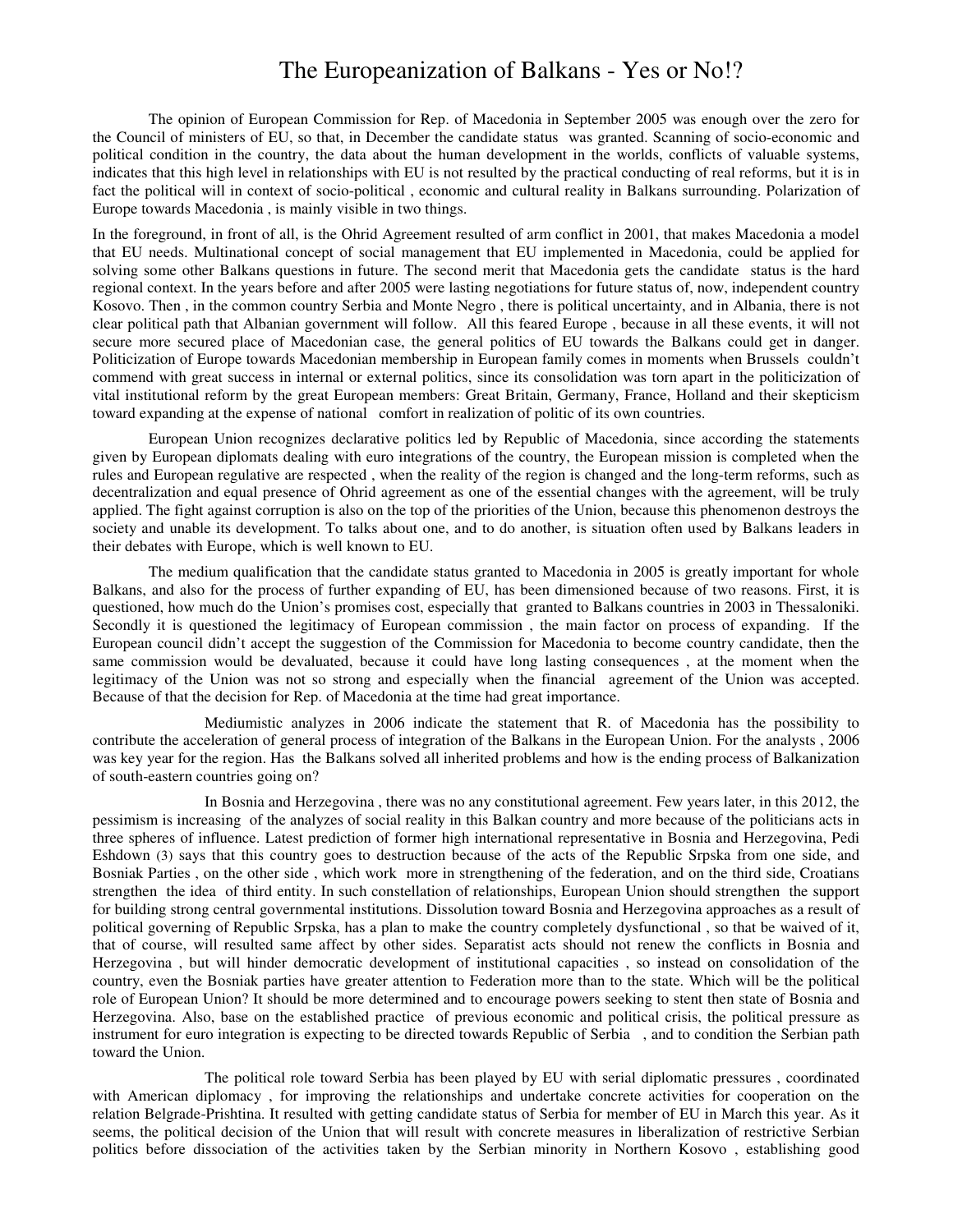# The Europeanization of Balkans - Yes or No!?

The opinion of European Commission for Rep. of Macedonia in September 2005 was enough over the zero for the Council of ministers of EU, so that, in December the candidate status was granted. Scanning of socio-economic and political condition in the country, the data about the human development in the worlds, conflicts of valuable systems, indicates that this high level in relationships with EU is not resulted by the practical conducting of real reforms, but it is in fact the political will in context of socio-political , economic and cultural reality in Balkans surrounding. Polarization of Europe towards Macedonia , is mainly visible in two things.

In the foreground, in front of all, is the Ohrid Agreement resulted of arm conflict in 2001, that makes Macedonia a model that EU needs. Multinational concept of social management that EU implemented in Macedonia, could be applied for solving some other Balkans questions in future. The second merit that Macedonia gets the candidate status is the hard regional context. In the years before and after 2005 were lasting negotiations for future status of, now, independent country Kosovo. Then , in the common country Serbia and Monte Negro , there is political uncertainty, and in Albania, there is not clear political path that Albanian government will follow. All this feared Europe , because in all these events, it will not secure more secured place of Macedonian case, the general politics of EU towards the Balkans could get in danger. Politicization of Europe towards Macedonian membership in European family comes in moments when Brussels couldn't commend with great success in internal or external politics, since its consolidation was torn apart in the politicization of vital institutional reform by the great European members: Great Britain, Germany, France, Holland and their skepticism toward expanding at the expense of national comfort in realization of politic of its own countries.

European Union recognizes declarative politics led by Republic of Macedonia, since according the statements given by European diplomats dealing with euro integrations of the country, the European mission is completed when the rules and European regulative are respected , when the reality of the region is changed and the long-term reforms, such as decentralization and equal presence of Ohrid agreement as one of the essential changes with the agreement, will be truly applied. The fight against corruption is also on the top of the priorities of the Union, because this phenomenon destroys the society and unable its development. To talks about one, and to do another, is situation often used by Balkans leaders in their debates with Europe, which is well known to EU.

The medium qualification that the candidate status granted to Macedonia in 2005 is greatly important for whole Balkans, and also for the process of further expanding of EU, has been dimensioned because of two reasons. First, it is questioned, how much do the Union's promises cost, especially that granted to Balkans countries in 2003 in Thessaloniki. Secondly it is questioned the legitimacy of European commission , the main factor on process of expanding. If the European council didn't accept the suggestion of the Commission for Macedonia to become country candidate, then the same commission would be devaluated, because it could have long lasting consequences , at the moment when the legitimacy of the Union was not so strong and especially when the financial agreement of the Union was accepted. Because of that the decision for Rep. of Macedonia at the time had great importance.

Mediumistic analyzes in 2006 indicate the statement that R. of Macedonia has the possibility to contribute the acceleration of general process of integration of the Balkans in the European Union. For the analysts , 2006 was key year for the region. Has the Balkans solved all inherited problems and how is the ending process of Balkanization of south-eastern countries going on?

In Bosnia and Herzegovina , there was no any constitutional agreement. Few years later, in this 2012, the pessimism is increasing of the analyzes of social reality in this Balkan country and more because of the politicians acts in three spheres of influence. Latest prediction of former high international representative in Bosnia and Herzegovina, Pedi Eshdown (3) says that this country goes to destruction because of the acts of the Republic Srpska from one side, and Bosniak Parties , on the other side , which work more in strengthening of the federation, and on the third side, Croatians strengthen the idea of third entity. In such constellation of relationships, European Union should strengthen the support for building strong central governmental institutions. Dissolution toward Bosnia and Herzegovina approaches as a result of political governing of Republic Srpska, has a plan to make the country completely dysfunctional , so that be waived of it, that of course, will resulted same affect by other sides. Separatist acts should not renew the conflicts in Bosnia and Herzegovina , but will hinder democratic development of institutional capacities , so instead on consolidation of the country, even the Bosniak parties have greater attention to Federation more than to the state. Which will be the political role of European Union? It should be more determined and to encourage powers seeking to stent then state of Bosnia and Herzegovina. Also, base on the established practice of previous economic and political crisis, the political pressure as instrument for euro integration is expecting to be directed towards Republic of Serbia , and to condition the Serbian path toward the Union.

The political role toward Serbia has been played by EU with serial diplomatic pressures , coordinated with American diplomacy , for improving the relationships and undertake concrete activities for cooperation on the relation Belgrade-Prishtina. It resulted with getting candidate status of Serbia for member of EU in March this year. As it seems, the political decision of the Union that will result with concrete measures in liberalization of restrictive Serbian politics before dissociation of the activities taken by the Serbian minority in Northern Kosovo , establishing good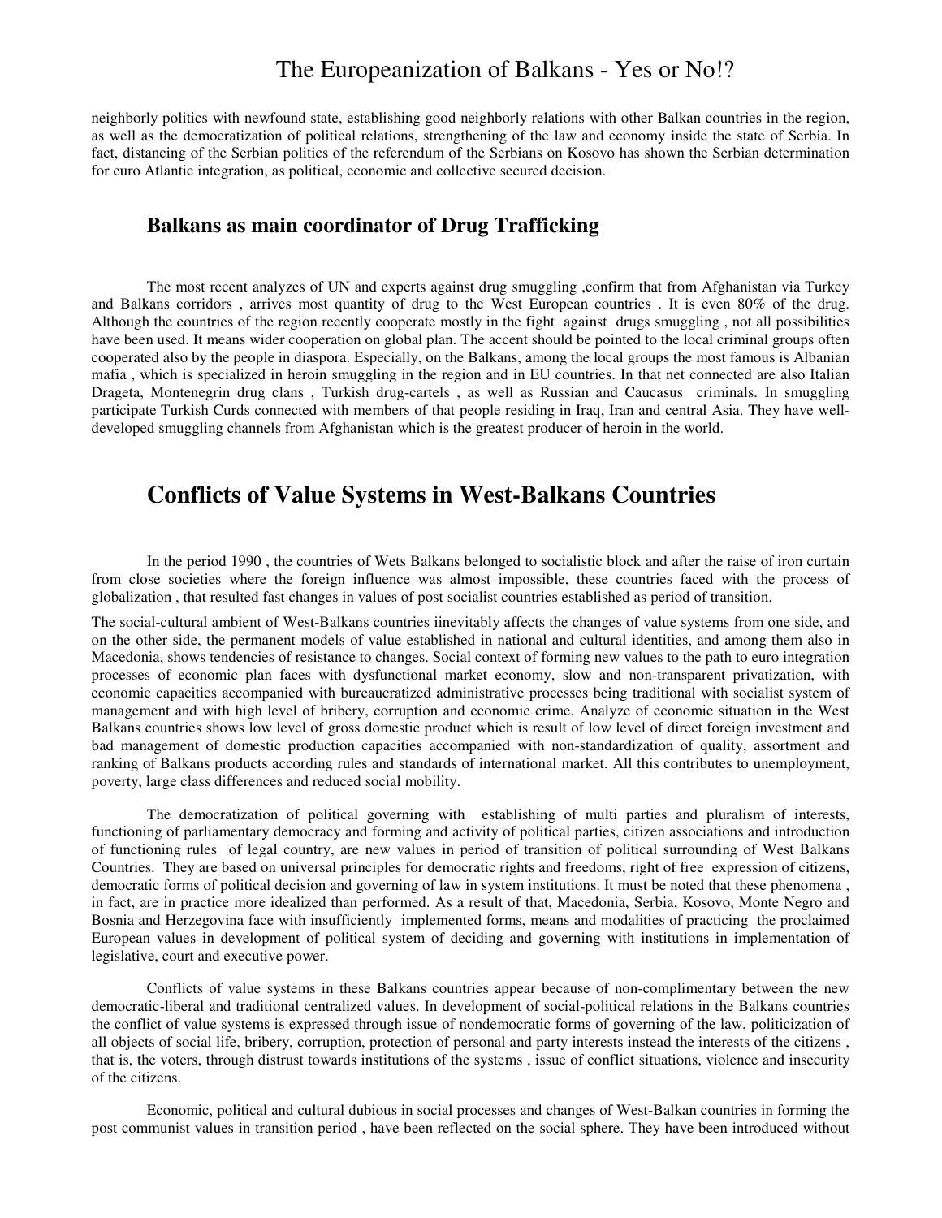neighborly politics with newfound state, establishing good neighborly relations with other Balkan countries in the region, as well as the democratization of political relations, strengthening of the law and economy inside the state of Serbia. In fact, distancing of the Serbian politics of the referendum of the Serbians on Kosovo has shown the Serbian determination for euro Atlantic integration, as political, economic and collective secured decision.

### Balkans as main coordinator of Drug Trafficking

The most recent analyzes of UN and experts against drug smuggling ,confirm that from Afghanistan via Turkey and Balkans corridors , arrives most quantity of drug to the West European countries . It is even 80% of the drug. Although the countries of the region recently cooperate mostly in the fight against drugs smuggling , not all possibilities have been used. It means wider cooperation on global plan. The accent should be pointed to the local criminal groups often cooperated also by the people in diaspora. Especially, on the Balkans, among the local groups the most famous is Albanian mafia , which is specialized in heroin smuggling in the region and in EU countries. In that net connected are also Italian Drageta, Montenegrin drug clans , Turkish drug-cartels , as well as Russian and Caucasus criminals. In smuggling participate Turkish Curds connected with members of that people residing in Iraq, Iran and central Asia. They have well-developed smuggling channels from Afghanistan which is the greatest producer of heroin in the world.

## Conflicts of Value Systems in West-Balkans Countries

In the period 1990 , the countries of Wets Balkans belonged to socialistic block and after the raise of iron curtain from close societies where the foreign influence was almost impossible, these countries faced with the process of globalization , that resulted fast changes in values of post socialist countries established as period of transition.

The social-cultural ambient of West-Balkans countries iinevitably affects the changes of value systems from one side, and on the other side, the permanent models of value established in national and cultural identities, and among them also in Macedonia, shows tendencies of resistance to changes. Social context of forming new values to the path to euro integration processes of economic plan faces with dysfunctional market economy, slow and non-transparent privatization, with economic capacities accompanied with bureaucratized administrative processes being traditional with socialist system of management and with high level of bribery, corruption and economic crime. Analyze of economic situation in the West Balkans countries shows low level of gross domestic product which is result of low level of direct foreign investment and bad management of domestic production capacities accompanied with non-standardization of quality, assortment and ranking of Balkans products according rules and standards of international market. All this contributes to unemployment, poverty, large class differences and reduced social mobility.

The democratization of political governing with establishing of multi parties and pluralism of interests, functioning of parliamentary democracy and forming and activity of political parties, citizen associations and introduction of functioning rules of legal country, are new values in period of transition of political surrounding of West Balkans Countries. They are based on universal principles for democratic rights and freedoms, right of free expression of citizens, democratic forms of political decision and governing of law in system institutions. It must be noted that these phenomena , in fact, are in practice more idealized than performed. As a result of that, Macedonia, Serbia, Kosovo, Monte Negro and Bosnia and Herzegovina face with insufficiently implemented forms, means and modalities of practicing the proclaimed European values in development of political system of deciding and governing with institutions in implementation of legislative, court and executive power.

Conflicts of value systems in these Balkans countries appear because of non-complimentary between the new democratic-liberal and traditional centralized values. In development of social-political relations in the Balkans countries the conflict of value systems is expressed through issue of nondemocratic forms of governing of the law, politicization of all objects of social life, bribery, corruption, protection of personal and party interests instead the interests of the citizens , that is, the voters, through distrust towards institutions of the systems , issue of conflict situations, violence and insecurity of the citizens.

Economic, political and cultural dubious in social processes and changes of West-Balkan countries in forming the post communist values in transition period , have been reflected on the social sphere. They have been introduced without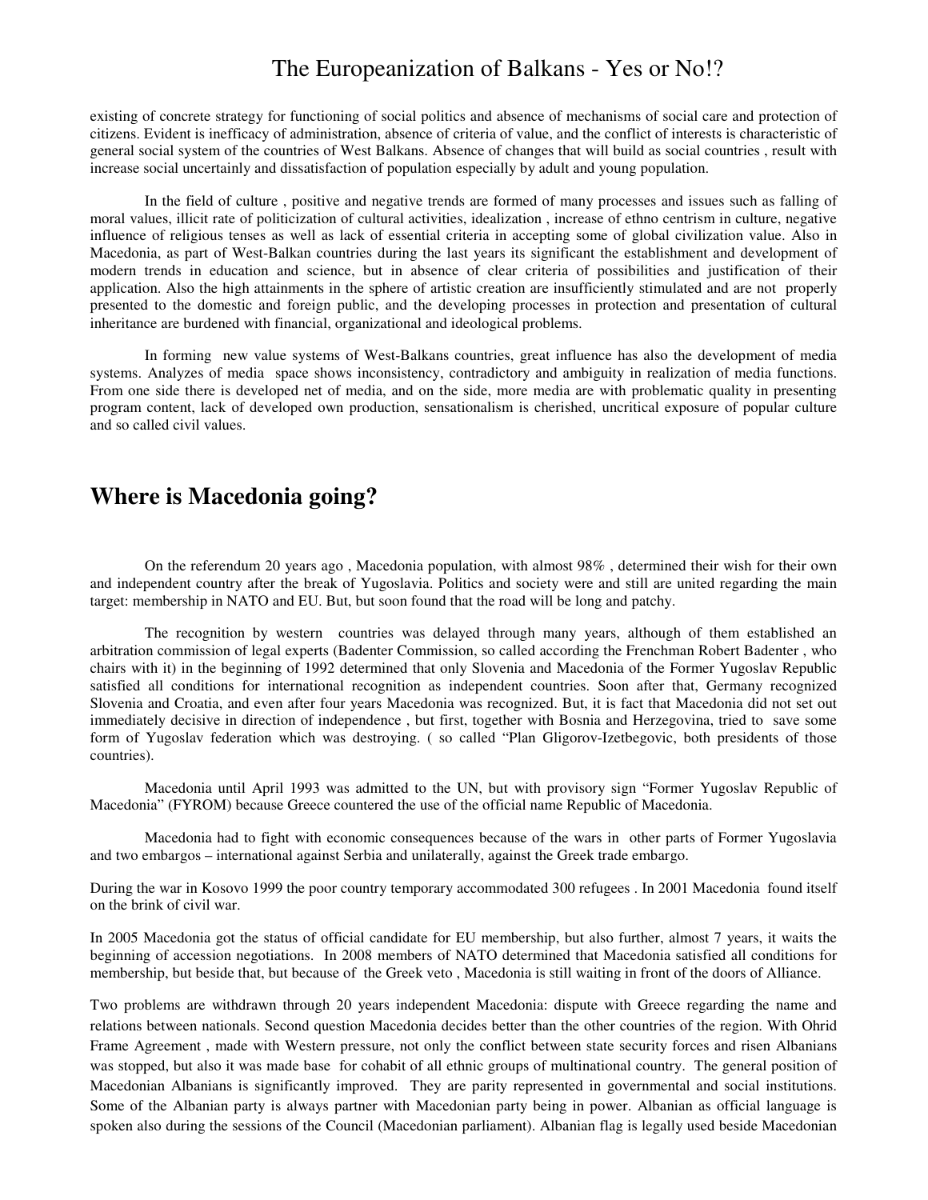existing of concrete strategy for functioning of social politics and absence of mechanisms of social care and protection of citizens. Evident is inefficacy of administration, absence of criteria of value, and the conflict of interests is characteristic of general social system of the countries of West Balkans. Absence of changes that will build as social countries , result with increase social uncertainly and dissatisfaction of population especially by adult and young population.

In the field of culture , positive and negative trends are formed of many processes and issues such as falling of moral values, illicit rate of politicization of cultural activities, idealization , increase of ethno centrism in culture, negative influence of religious tenses as well as lack of essential criteria in accepting some of global civilization value. Also in Macedonia, as part of West-Balkan countries during the last years its significant the establishment and development of modern trends in education and science, but in absence of clear criteria of possibilities and justification of their application. Also the high attainments in the sphere of artistic creation are insufficiently stimulated and are not properly presented to the domestic and foreign public, and the developing processes in protection and presentation of cultural inheritance are burdened with financial, organizational and ideological problems.

In forming new value systems of West-Balkans countries, great influence has also the development of media systems. Analyzes of media space shows inconsistency, contradictory and ambiguity in realization of media functions. From one side there is developed net of media, and on the side, more media are with problematic quality in presenting program content, lack of developed own production, sensationalism is cherished, uncritical exposure of popular culture and so called civil values.

## Where is Macedonia going?

On the referendum 20 years ago , Macedonia population, with almost 98% , determined their wish for their own and independent country after the break of Yugoslavia. Politics and society were and still are united regarding the main target: membership in NATO and EU. But, but soon found that the road will be long and patchy.

The recognition by western countries was delayed through many years, although of them established an arbitration commission of legal experts (Badenter Commission, so called according the Frenchman Robert Badenter , who chairs with it) in the beginning of 1992 determined that only Slovenia and Macedonia of the Former Yugoslav Republic satisfied all conditions for international recognition as independent countries. Soon after that, Germany recognized Slovenia and Croatia, and even after four years Macedonia was recognized. But, it is fact that Macedonia did not set out immediately decisive in direction of independence , but first, together with Bosnia and Herzegovina, tried to save some form of Yugoslav federation which was destroying. ( so called "Plan Gligorov-Izetbegovic, both presidents of those countries).

Macedonia until April 1993 was admitted to the UN, but with provisory sign "Former Yugoslav Republic of Macedonia" (FYROM) because Greece countered the use of the official name Republic of Macedonia.

Macedonia had to fight with economic consequences because of the wars in other parts of Former Yugoslavia and two embargos – international against Serbia and unilaterally, against the Greek trade embargo.

During the war in Kosovo 1999 the poor country temporary accommodated 300 refugees . In 2001 Macedonia found itself on the brink of civil war.

In 2005 Macedonia got the status of official candidate for EU membership, but also further, almost 7 years, it waits the beginning of accession negotiations. In 2008 members of NATO determined that Macedonia satisfied all conditions for membership, but beside that, but because of the Greek veto , Macedonia is still waiting in front of the doors of Alliance.

Two problems are withdrawn through 20 years independent Macedonia: dispute with Greece regarding the name and relations between nationals. Second question Macedonia decides better than the other countries of the region. With Ohrid Frame Agreement , made with Western pressure, not only the conflict between state security forces and risen Albanians was stopped, but also it was made base for cohabit of all ethnic groups of multinational country. The general position of Macedonian Albanians is significantly improved. They are parity represented in governmental and social institutions. Some of the Albanian party is always partner with Macedonian party being in power. Albanian as official language is spoken also during the sessions of the Council (Macedonian parliament). Albanian flag is legally used beside Macedonian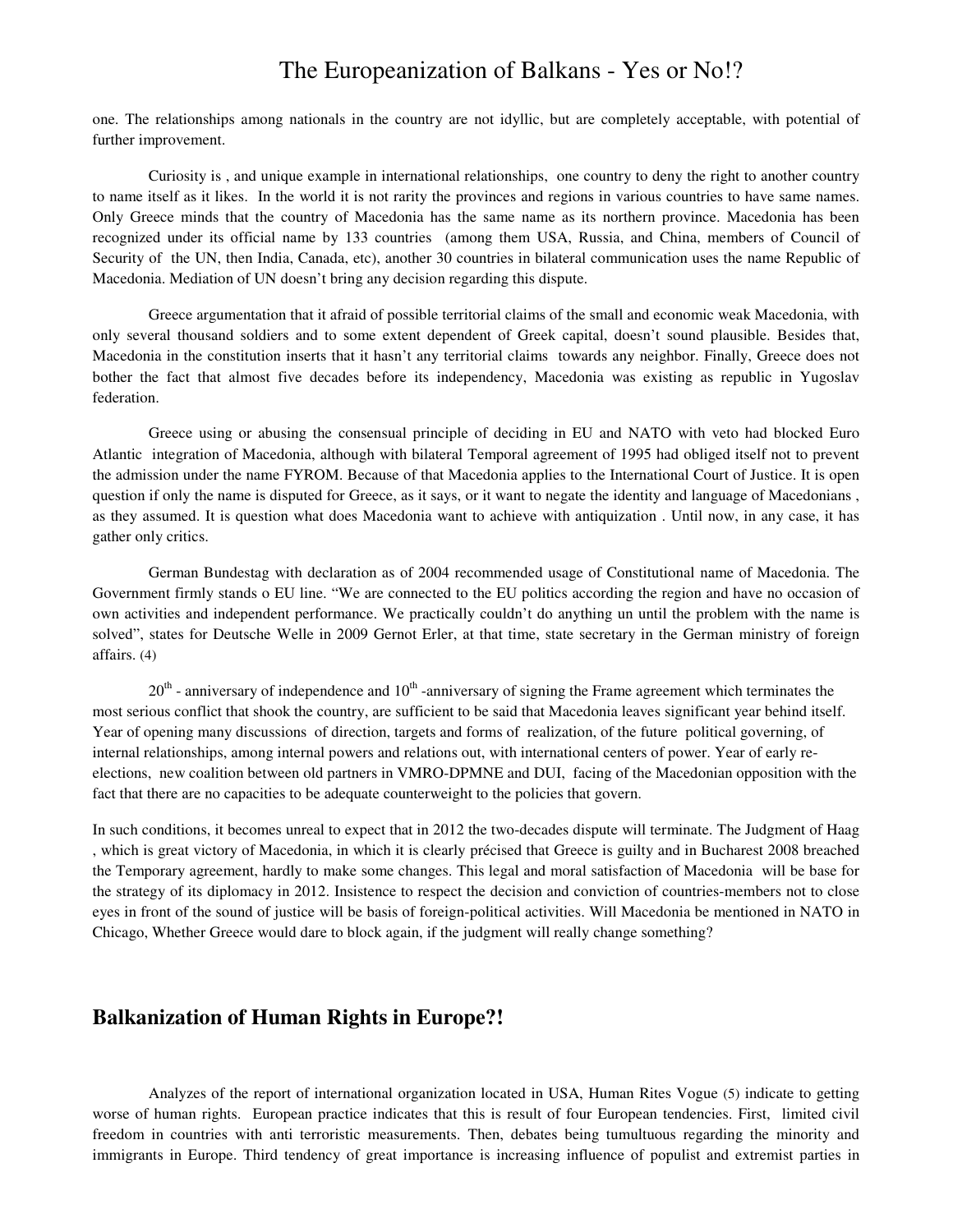one. The relationships among nationals in the country are not idyllic, but are completely acceptable, with potential of further improvement.

Curiosity is , and unique example in international relationships, one country to deny the right to another country to name itself as it likes. In the world it is not rarity the provinces and regions in various countries to have same names. Only Greece minds that the country of Macedonia has the same name as its northern province. Macedonia has been recognized under its official name by 133 countries (among them USA, Russia, and China, members of Council of Security of the UN, then India, Canada, etc), another 30 countries in bilateral communication uses the name Republic of Macedonia. Mediation of UN doesn't bring any decision regarding this dispute.

Greece argumentation that it afraid of possible territorial claims of the small and economic weak Macedonia, with only several thousand soldiers and to some extent dependent of Greek capital, doesn't sound plausible. Besides that, Macedonia in the constitution inserts that it hasn't any territorial claims towards any neighbor. Finally, Greece does not bother the fact that almost five decades before its independency, Macedonia was existing as republic in Yugoslav federation.

Greece using or abusing the consensual principle of deciding in EU and NATO with veto had blocked Euro Atlantic integration of Macedonia, although with bilateral Temporal agreement of 1995 had obliged itself not to prevent the admission under the name FYROM. Because of that Macedonia applies to the International Court of Justice. It is open question if only the name is disputed for Greece, as it says, or it want to negate the identity and language of Macedonians , as they assumed. It is question what does Macedonia want to achieve with antiquization . Until now, in any case, it has gather only critics.

German Bundestag with declaration as of 2004 recommended usage of Constitutional name of Macedonia. The Government firmly stands o EU line. "We are connected to the EU politics according the region and have no occasion of own activities and independent performance. We practically couldn't do anything un until the problem with the name is solved", states for Deutsche Welle in 2009 Gernot Erler, at that time, state secretary in the German ministry of foreign affairs. (4)

20th - anniversary of independence and 10th -anniversary of signing the Frame agreement which terminates the most serious conflict that shook the country, are sufficient to be said that Macedonia leaves significant year behind itself. Year of opening many discussions of direction, targets and forms of realization, of the future political governing, of internal relationships, among internal powers and relations out, with international centers of power. Year of early re-elections, new coalition between old partners in VMRO-DPMNE and DUI, facing of the Macedonian opposition with the fact that there are no capacities to be adequate counterweight to the policies that govern.

In such conditions, it becomes unreal to expect that in 2012 the two-decades dispute will terminate. The Judgment of Haag , which is great victory of Macedonia, in which it is clearly précised that Greece is guilty and in Bucharest 2008 breached the Temporary agreement, hardly to make some changes. This legal and moral satisfaction of Macedonia will be base for the strategy of its diplomacy in 2012. Insistence to respect the decision and conviction of countries-members not to close eyes in front of the sound of justice will be basis of foreign-political activities. Will Macedonia be mentioned in NATO in Chicago, Whether Greece would dare to block again, if the judgment will really change something?

## Balkanization of Human Rights in Europe?!

Analyzes of the report of international organization located in USA, Human Rites Vogue (5) indicate to getting worse of human rights. European practice indicates that this is result of four European tendencies. First, limited civil freedom in countries with anti terroristic measurements. Then, debates being tumultuous regarding the minority and immigrants in Europe. Third tendency of great importance is increasing influence of populist and extremist parties in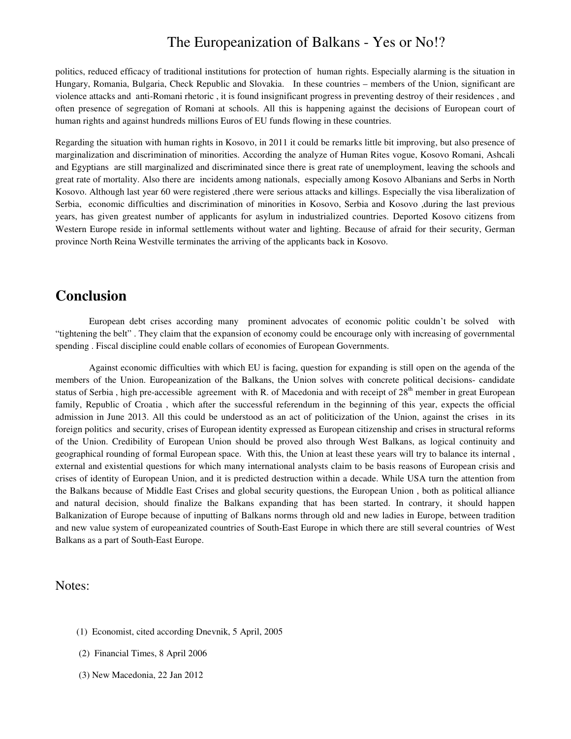politics, reduced efficacy of traditional institutions for protection of human rights. Especially alarming is the situation in Hungary, Romania, Bulgaria, Check Republic and Slovakia. In these countries – members of the Union, significant are violence attacks and anti-Romani rhetoric , it is found insignificant progress in preventing destroy of their residences , and often presence of segregation of Romani at schools. All this is happening against the decisions of European court of human rights and against hundreds millions Euros of EU funds flowing in these countries.

Regarding the situation with human rights in Kosovo, in 2011 it could be remarks little bit improving, but also presence of marginalization and discrimination of minorities. According the analyze of Human Rites vogue, Kosovo Romani, Ashcali and Egyptians are still marginalized and discriminated since there is great rate of unemployment, leaving the schools and great rate of mortality. Also there are incidents among nationals, especially among Kosovo Albanians and Serbs in North Kosovo. Although last year 60 were registered ,there were serious attacks and killings. Especially the visa liberalization of Serbia, economic difficulties and discrimination of minorities in Kosovo, Serbia and Kosovo ,during the last previous years, has given greatest number of applicants for asylum in industrialized countries. Deported Kosovo citizens from Western Europe reside in informal settlements without water and lighting. Because of afraid for their security, German province North Reina Westville terminates the arriving of the applicants back in Kosovo.

## Conclusion

European debt crises according many prominent advocates of economic politic couldn't be solved with "tightening the belt" . They claim that the expansion of economy could be encourage only with increasing of governmental spending . Fiscal discipline could enable collars of economies of European Governments.

Against economic difficulties with which EU is facing, question for expanding is still open on the agenda of the members of the Union. Europeanization of the Balkans, the Union solves with concrete political decisions- candidate status of Serbia , high pre-accessible agreement with R. of Macedonia and with receipt of 28th member in great European family, Republic of Croatia , which after the successful referendum in the beginning of this year, expects the official admission in June 2013. All this could be understood as an act of politicization of the Union, against the crises in its foreign politics and security, crises of European identity expressed as European citizenship and crises in structural reforms of the Union. Credibility of European Union should be proved also through West Balkans, as logical continuity and geographical rounding of formal European space. With this, the Union at least these years will try to balance its internal , external and existential questions for which many international analysts claim to be basis reasons of European crisis and crises of identity of European Union, and it is predicted destruction within a decade. While USA turn the attention from the Balkans because of Middle East Crises and global security questions, the European Union , both as political alliance and natural decision, should finalize the Balkans expanding that has been started. In contrary, it should happen Balkanization of Europe because of inputting of Balkans norms through old and new ladies in Europe, between tradition and new value system of europeanizated countries of South-East Europe in which there are still several countries of West Balkans as a part of South-East Europe.

Notes:

(1) Economist, cited according Dnevnik, 5 April, 2005

(2) Financial Times, 8 April 2006

(3) New Macedonia, 22 Jan 2012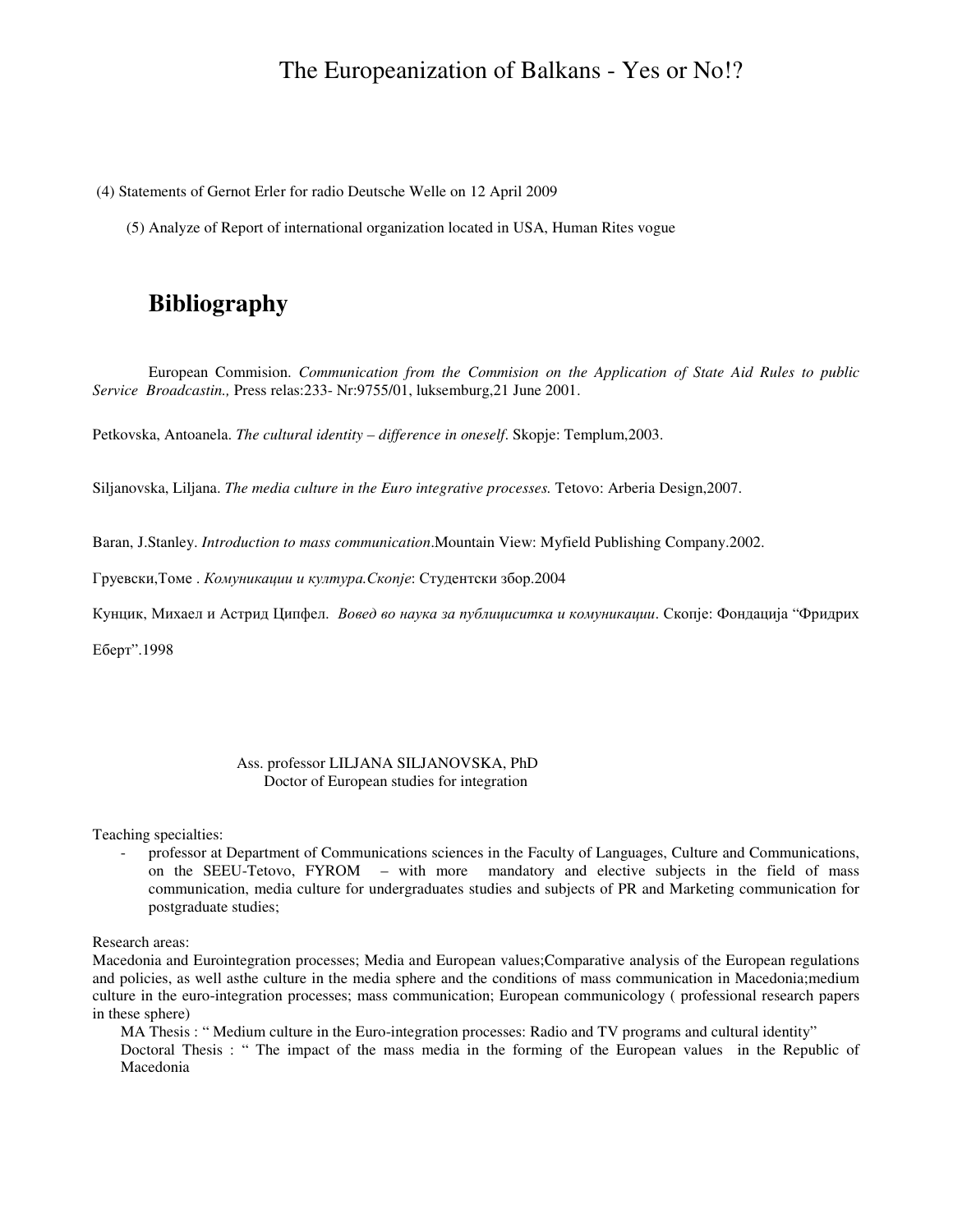(4) Statements of Gernot Erler for radio Deutsche Welle on 12 April 2009

(5) Analyze of Report of international organization located in USA, Human Rites vogue

## Bibliography

European Commision. *Communication from the Commision on the Application of State Aid Rules to public Service Broadcastin.,* Press relas:233- Nr:9755/01, luksemburg,21 June 2001.

Petkovska, Antoanela. *The cultural identity – difference in oneself*. Skopje: Templum,2003.

Siljanovska, Liljana. *The media culture in the Euro integrative processes.* Tetovo: Arberia Design,2007.

Baran, J.Stanley. *Introduction to mass communication*.Mountain View: Myfield Publishing Company.2002.

Груевски,Томе . *Комуникации и култура.Скопје*: Студентски збор.2004

Кунцик, Михаел и Астрид Ципфел. *Вовед во наука за публициситкa и комуникации*. Скопје: Фондација "Фридрих Еберт".1998

Ass. professor LILJANA SILJANOVSKA, PhD
Doctor of European studies for integration

Teaching specialties:

- professor at Department of Communications sciences in the Faculty of Languages, Culture and Communications, on the SEEU-Tetovo, FYROM – with more mandatory and elective subjects in the field of mass communication, media culture for undergraduates studies and subjects of PR and Marketing communication for postgraduate studies;

Research areas:
Macedonia and Eurointegration processes; Media and European values;Comparative analysis of the European regulations and policies, as well asthe culture in the media sphere and the conditions of mass communication in Macedonia;medium culture in the euro-integration processes; mass communication; European communicology ( professional research papers in these sphere)

MA Thesis : " Medium culture in the Euro-integration processes: Radio and TV programs and cultural identity"
Doctoral Thesis : " The impact of the mass media in the forming of the European values in the Republic of Macedonia